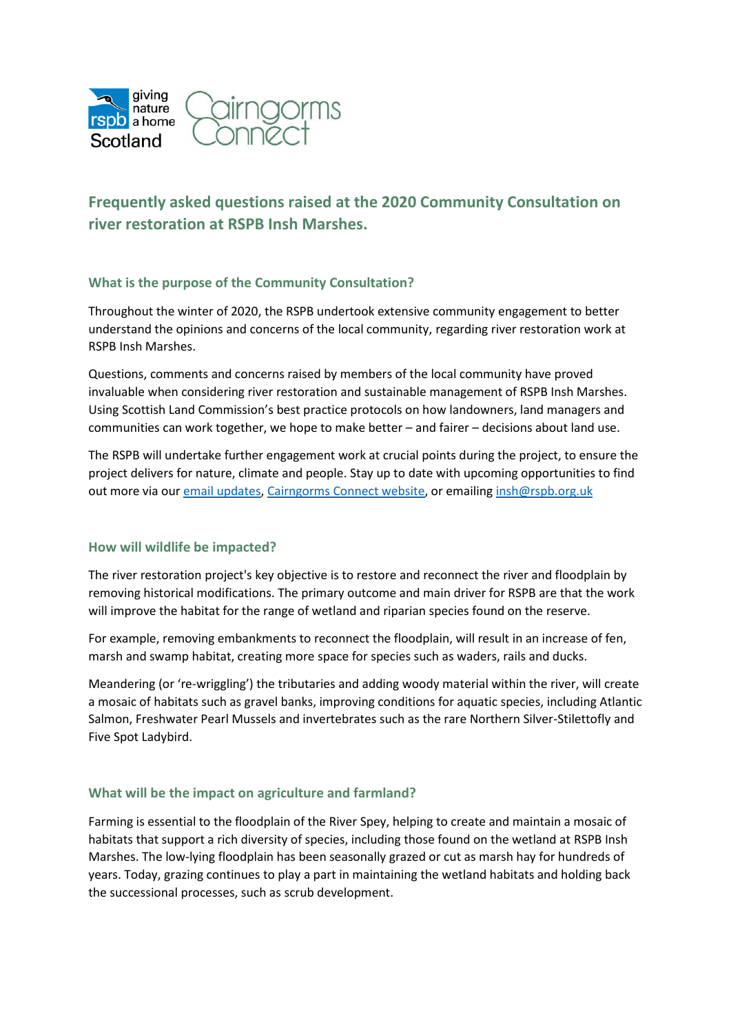# Frequently asked questions raised at the 2020 Community Consultation on river restoration at RSPB Insh Marshes.

## What is the purpose of the Community Consultation?

Throughout the winter of 2020, the RSPB undertook extensive community engagement to better understand the opinions and concerns of the local community, regarding river restoration work at RSPB Insh Marshes.

Questions, comments and concerns raised by members of the local community have proved invaluable when considering river restoration and sustainable management of RSPB Insh Marshes. Using Scottish Land Commission's best practice protocols on how landowners, land managers and communities can work together, we hope to make better – and fairer – decisions about land use.

The RSPB will undertake further engagement work at crucial points during the project, to ensure the project delivers for nature, climate and people. Stay up to date with upcoming opportunities to find out more via our [email updates](), [Cairngorms Connect website](), or emailing [insh@rspb.org.uk]()

## How will wildlife be impacted?

The river restoration project's key objective is to restore and reconnect the river and floodplain by removing historical modifications. The primary outcome and main driver for RSPB are that the work will improve the habitat for the range of wetland and riparian species found on the reserve.

For example, removing embankments to reconnect the floodplain, will result in an increase of fen, marsh and swamp habitat, creating more space for species such as waders, rails and ducks.

Meandering (or 're-wriggling') the tributaries and adding woody material within the river, will create a mosaic of habitats such as gravel banks, improving conditions for aquatic species, including Atlantic Salmon, Freshwater Pearl Mussels and invertebrates such as the rare Northern Silver-Stilettofly and Five Spot Ladybird.

## What will be the impact on agriculture and farmland?

Farming is essential to the floodplain of the River Spey, helping to create and maintain a mosaic of habitats that support a rich diversity of species, including those found on the wetland at RSPB Insh Marshes. The low-lying floodplain has been seasonally grazed or cut as marsh hay for hundreds of years. Today, grazing continues to play a part in maintaining the wetland habitats and holding back the successional processes, such as scrub development.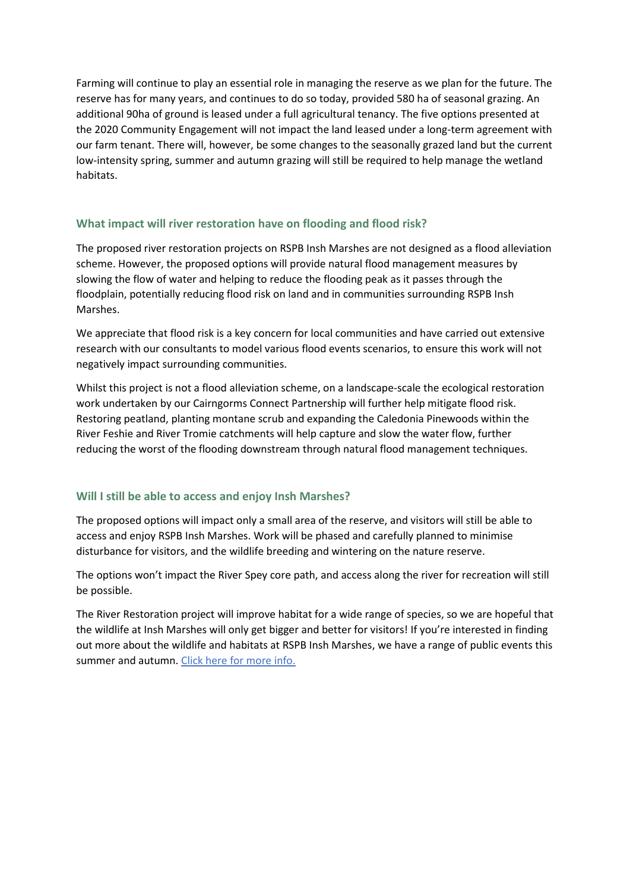Farming will continue to play an essential role in managing the reserve as we plan for the future. The reserve has for many years, and continues to do so today, provided 580 ha of seasonal grazing. An additional 90ha of ground is leased under a full agricultural tenancy. The five options presented at the 2020 Community Engagement will not impact the land leased under a long-term agreement with our farm tenant. There will, however, be some changes to the seasonally grazed land but the current low-intensity spring, summer and autumn grazing will still be required to help manage the wetland habitats.

### What impact will river restoration have on flooding and flood risk?

The proposed river restoration projects on RSPB Insh Marshes are not designed as a flood alleviation scheme. However, the proposed options will provide natural flood management measures by slowing the flow of water and helping to reduce the flooding peak as it passes through the floodplain, potentially reducing flood risk on land and in communities surrounding RSPB Insh Marshes.

We appreciate that flood risk is a key concern for local communities and have carried out extensive research with our consultants to model various flood events scenarios, to ensure this work will not negatively impact surrounding communities.

Whilst this project is not a flood alleviation scheme, on a landscape-scale the ecological restoration work undertaken by our Cairngorms Connect Partnership will further help mitigate flood risk. Restoring peatland, planting montane scrub and expanding the Caledonia Pinewoods within the River Feshie and River Tromie catchments will help capture and slow the water flow, further reducing the worst of the flooding downstream through natural flood management techniques.

### Will I still be able to access and enjoy Insh Marshes?

The proposed options will impact only a small area of the reserve, and visitors will still be able to access and enjoy RSPB Insh Marshes. Work will be phased and carefully planned to minimise disturbance for visitors, and the wildlife breeding and wintering on the nature reserve.

The options won't impact the River Spey core path, and access along the river for recreation will still be possible.

The River Restoration project will improve habitat for a wide range of species, so we are hopeful that the wildlife at Insh Marshes will only get bigger and better for visitors! If you're interested in finding out more about the wildlife and habitats at RSPB Insh Marshes, we have a range of public events this summer and autumn. [Click here for more info.]